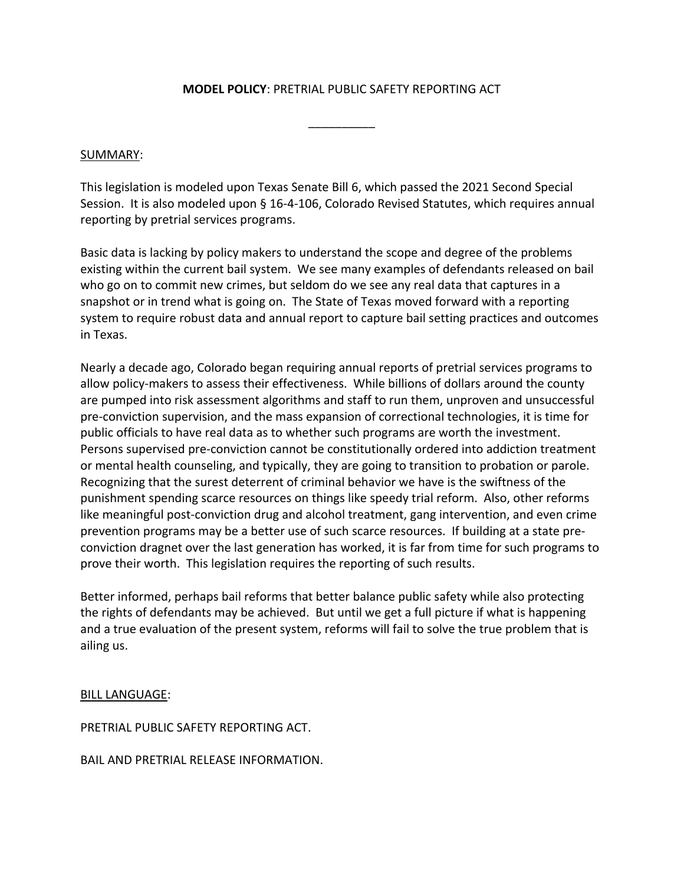**MODEL POLICY**: PRETRIAL PUBLIC SAFETY REPORTING ACT

\_\_\_\_\_\_\_\_\_\_

SUMMARY:

This legislation is modeled upon Texas Senate Bill 6, which passed the 2021 Second Special Session. It is also modeled upon § 16-4-106, Colorado Revised Statutes, which requires annual reporting by pretrial services programs.

Basic data is lacking by policy makers to understand the scope and degree of the problems existing within the current bail system. We see many examples of defendants released on bail who go on to commit new crimes, but seldom do we see any real data that captures in a snapshot or in trend what is going on. The State of Texas moved forward with a reporting system to require robust data and annual report to capture bail setting practices and outcomes in Texas.

Nearly a decade ago, Colorado began requiring annual reports of pretrial services programs to allow policy-makers to assess their effectiveness. While billions of dollars around the county are pumped into risk assessment algorithms and staff to run them, unproven and unsuccessful pre-conviction supervision, and the mass expansion of correctional technologies, it is time for public officials to have real data as to whether such programs are worth the investment. Persons supervised pre-conviction cannot be constitutionally ordered into addiction treatment or mental health counseling, and typically, they are going to transition to probation or parole. Recognizing that the surest deterrent of criminal behavior we have is the swiftness of the punishment spending scarce resources on things like speedy trial reform. Also, other reforms like meaningful post-conviction drug and alcohol treatment, gang intervention, and even crime prevention programs may be a better use of such scarce resources. If building at a state pre-conviction dragnet over the last generation has worked, it is far from time for such programs to prove their worth. This legislation requires the reporting of such results.

Better informed, perhaps bail reforms that better balance public safety while also protecting the rights of defendants may be achieved. But until we get a full picture if what is happening and a true evaluation of the present system, reforms will fail to solve the true problem that is ailing us.

BILL LANGUAGE:

PRETRIAL PUBLIC SAFETY REPORTING ACT.

BAIL AND PRETRIAL RELEASE INFORMATION.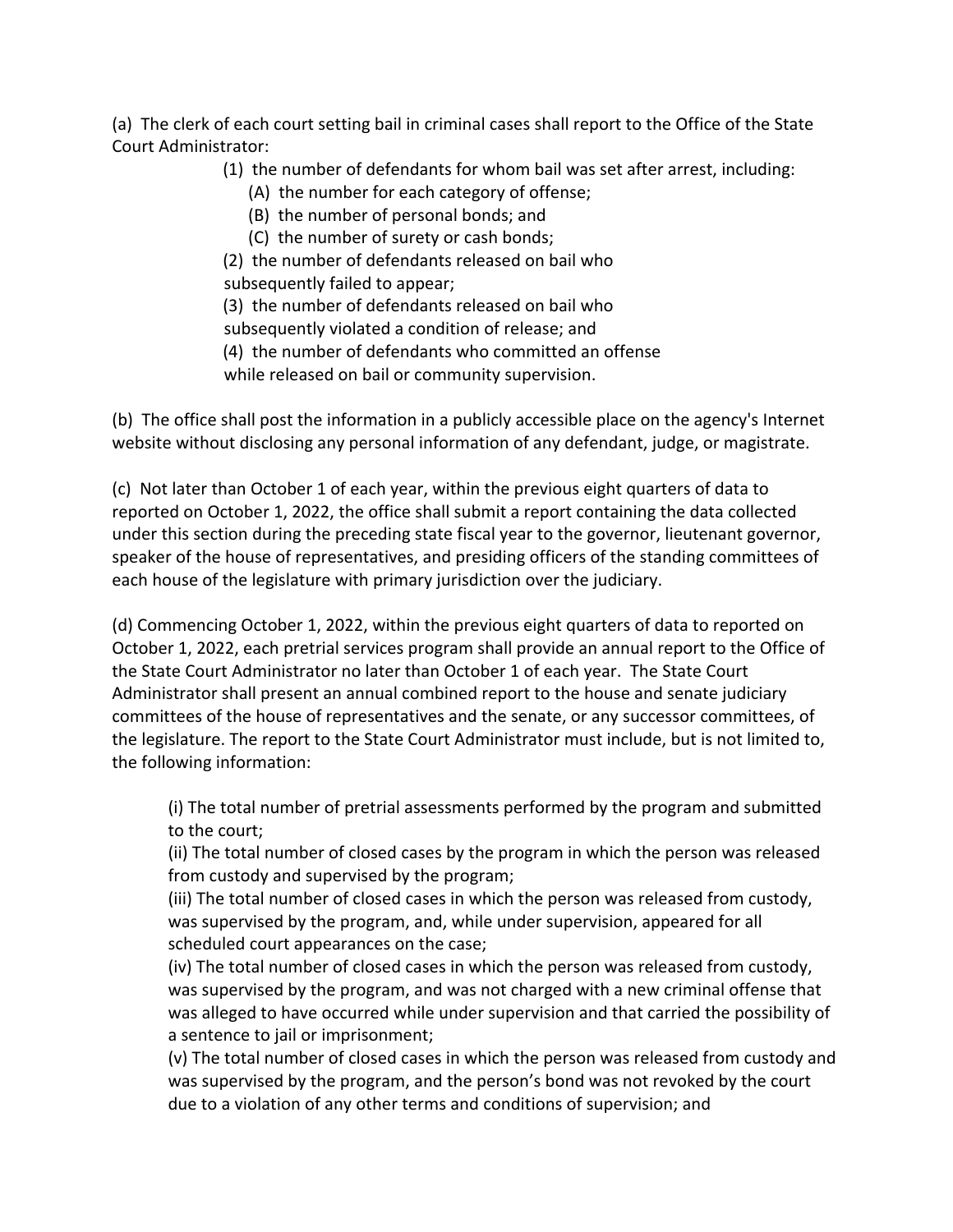(a) The clerk of each court setting bail in criminal cases shall report to the Office of the State Court Administrator:

(1) the number of defendants for whom bail was set after arrest, including:

(A) the number for each category of offense;

(B) the number of personal bonds; and

(C) the number of surety or cash bonds;

(2) the number of defendants released on bail who subsequently failed to appear;

(3) the number of defendants released on bail who subsequently violated a condition of release; and

(4) the number of defendants who committed an offense while released on bail or community supervision.

(b) The office shall post the information in a publicly accessible place on the agency's Internet website without disclosing any personal information of any defendant, judge, or magistrate.

(c) Not later than October 1 of each year, within the previous eight quarters of data to reported on October 1, 2022, the office shall submit a report containing the data collected under this section during the preceding state fiscal year to the governor, lieutenant governor, speaker of the house of representatives, and presiding officers of the standing committees of each house of the legislature with primary jurisdiction over the judiciary.

(d) Commencing October 1, 2022, within the previous eight quarters of data to reported on October 1, 2022, each pretrial services program shall provide an annual report to the Office of the State Court Administrator no later than October 1 of each year. The State Court Administrator shall present an annual combined report to the house and senate judiciary committees of the house of representatives and the senate, or any successor committees, of the legislature. The report to the State Court Administrator must include, but is not limited to, the following information:

(i) The total number of pretrial assessments performed by the program and submitted to the court;

(ii) The total number of closed cases by the program in which the person was released from custody and supervised by the program;

(iii) The total number of closed cases in which the person was released from custody, was supervised by the program, and, while under supervision, appeared for all scheduled court appearances on the case;

(iv) The total number of closed cases in which the person was released from custody, was supervised by the program, and was not charged with a new criminal offense that was alleged to have occurred while under supervision and that carried the possibility of a sentence to jail or imprisonment;

(v) The total number of closed cases in which the person was released from custody and was supervised by the program, and the person's bond was not revoked by the court due to a violation of any other terms and conditions of supervision; and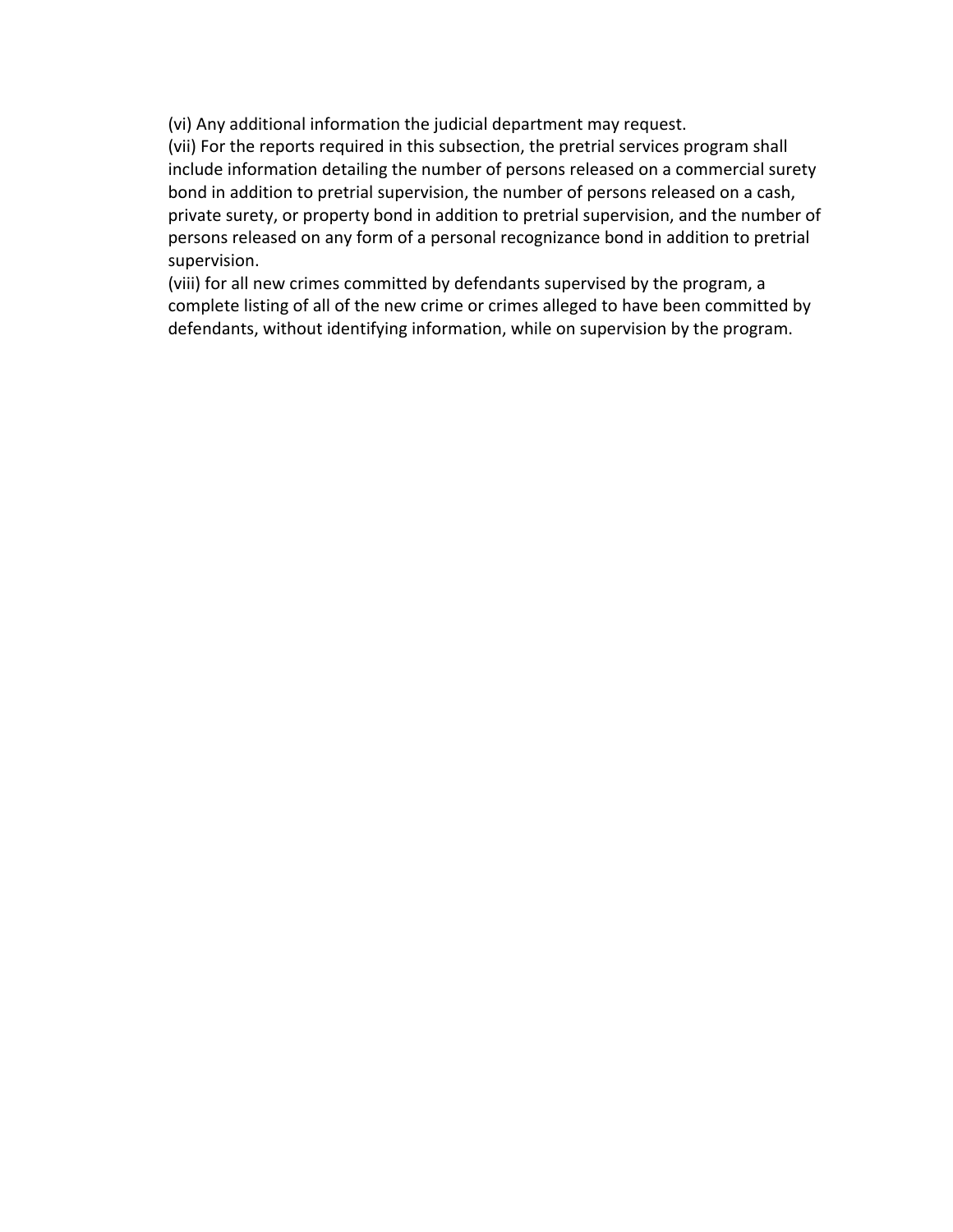(vi) Any additional information the judicial department may request.

(vii) For the reports required in this subsection, the pretrial services program shall include information detailing the number of persons released on a commercial surety bond in addition to pretrial supervision, the number of persons released on a cash, private surety, or property bond in addition to pretrial supervision, and the number of persons released on any form of a personal recognizance bond in addition to pretrial supervision.

(viii) for all new crimes committed by defendants supervised by the program, a complete listing of all of the new crime or crimes alleged to have been committed by defendants, without identifying information, while on supervision by the program.